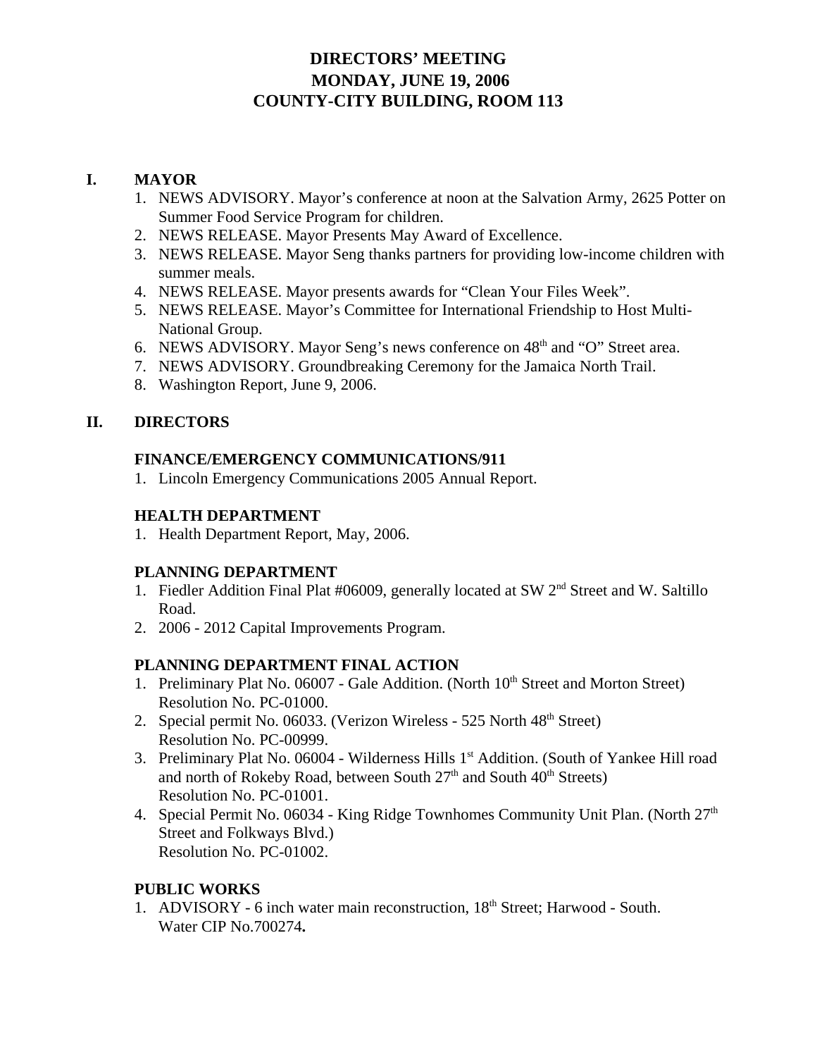# DIRECTORS' MEETING
# MONDAY, JUNE 19, 2006
# COUNTY-CITY BUILDING, ROOM 113

## I. MAYOR

1. NEWS ADVISORY. Mayor's conference at noon at the Salvation Army, 2625 Potter on Summer Food Service Program for children.
2. NEWS RELEASE. Mayor Presents May Award of Excellence.
3. NEWS RELEASE. Mayor Seng thanks partners for providing low-income children with summer meals.
4. NEWS RELEASE. Mayor presents awards for "Clean Your Files Week".
5. NEWS RELEASE. Mayor's Committee for International Friendship to Host Multi-National Group.
6. NEWS ADVISORY. Mayor Seng's news conference on 48th and "O" Street area.
7. NEWS ADVISORY. Groundbreaking Ceremony for the Jamaica North Trail.
8. Washington Report, June 9, 2006.

## II. DIRECTORS

### FINANCE/EMERGENCY COMMUNICATIONS/911

1. Lincoln Emergency Communications 2005 Annual Report.

### HEALTH DEPARTMENT

1. Health Department Report, May, 2006.

### PLANNING DEPARTMENT

1. Fiedler Addition Final Plat #06009, generally located at SW 2nd Street and W. Saltillo Road.
2. 2006 - 2012 Capital Improvements Program.

### PLANNING DEPARTMENT FINAL ACTION

1. Preliminary Plat No. 06007 - Gale Addition. (North 10th Street and Morton Street) Resolution No. PC-01000.
2. Special permit No. 06033. (Verizon Wireless - 525 North 48th Street) Resolution No. PC-00999.
3. Preliminary Plat No. 06004 - Wilderness Hills 1st Addition. (South of Yankee Hill road and north of Rokeby Road, between South 27th and South 40th Streets) Resolution No. PC-01001.
4. Special Permit No. 06034 - King Ridge Townhomes Community Unit Plan. (North 27th Street and Folkways Blvd.) Resolution No. PC-01002.

### PUBLIC WORKS

1. ADVISORY - 6 inch water main reconstruction, 18th Street; Harwood - South. Water CIP No.700274**.**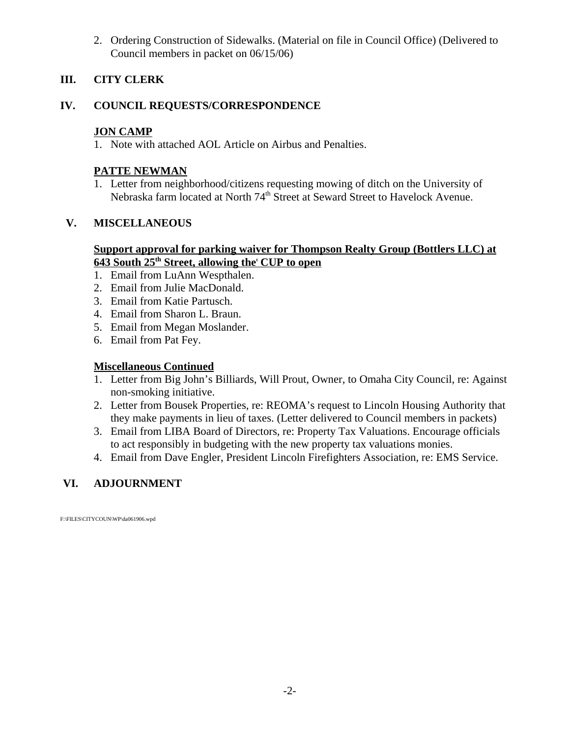2. Ordering Construction of Sidewalks. (Material on file in Council Office) (Delivered to Council members in packet on 06/15/06)

## III. CITY CLERK

## IV. COUNCIL REQUESTS/CORRESPONDENCE

**JON CAMP**

1. Note with attached AOL Article on Airbus and Penalties.

**PATTE NEWMAN**

1. Letter from neighborhood/citizens requesting mowing of ditch on the University of Nebraska farm located at North 74th Street at Seward Street to Havelock Avenue.

## V. MISCELLANEOUS

**Support approval for parking waiver for Thompson Realty Group (Bottlers LLC) at 643 South 25th Street, allowing the' CUP to open**

1. Email from LuAnn Wespthalen.
2. Email from Julie MacDonald.
3. Email from Katie Partusch.
4. Email from Sharon L. Braun.
5. Email from Megan Moslander.
6. Email from Pat Fey.

**Miscellaneous Continued**

1. Letter from Big John's Billiards, Will Prout, Owner, to Omaha City Council, re: Against non-smoking initiative.
2. Letter from Bousek Properties, re: REOMA's request to Lincoln Housing Authority that they make payments in lieu of taxes. (Letter delivered to Council members in packets)
3. Email from LIBA Board of Directors, re: Property Tax Valuations. Encourage officials to act responsibly in budgeting with the new property tax valuations monies.
4. Email from Dave Engler, President Lincoln Firefighters Association, re: EMS Service.

## VI. ADJOURNMENT

F:\FILES\CITYCOUN\WP\da061906.wpd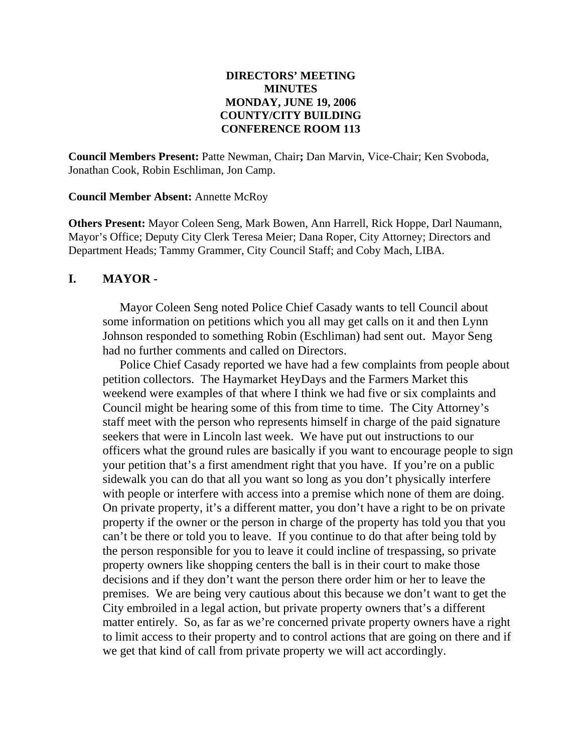**DIRECTORS' MEETING**
**MINUTES**
**MONDAY, JUNE 19, 2006**
**COUNTY/CITY BUILDING**
**CONFERENCE ROOM 113**

**Council Members Present:** Patte Newman, Chair**;** Dan Marvin, Vice-Chair; Ken Svoboda, Jonathan Cook, Robin Eschliman, Jon Camp.

**Council Member Absent:** Annette McRoy

**Others Present:** Mayor Coleen Seng, Mark Bowen, Ann Harrell, Rick Hoppe, Darl Naumann, Mayor's Office; Deputy City Clerk Teresa Meier; Dana Roper, City Attorney; Directors and Department Heads; Tammy Grammer, City Council Staff; and Coby Mach, LIBA.

## I. MAYOR -

Mayor Coleen Seng noted Police Chief Casady wants to tell Council about some information on petitions which you all may get calls on it and then Lynn Johnson responded to something Robin (Eschliman) had sent out. Mayor Seng had no further comments and called on Directors.

Police Chief Casady reported we have had a few complaints from people about petition collectors. The Haymarket HeyDays and the Farmers Market this weekend were examples of that where I think we had five or six complaints and Council might be hearing some of this from time to time. The City Attorney's staff meet with the person who represents himself in charge of the paid signature seekers that were in Lincoln last week. We have put out instructions to our officers what the ground rules are basically if you want to encourage people to sign your petition that's a first amendment right that you have. If you're on a public sidewalk you can do that all you want so long as you don't physically interfere with people or interfere with access into a premise which none of them are doing. On private property, it's a different matter, you don't have a right to be on private property if the owner or the person in charge of the property has told you that you can't be there or told you to leave. If you continue to do that after being told by the person responsible for you to leave it could incline of trespassing, so private property owners like shopping centers the ball is in their court to make those decisions and if they don't want the person there order him or her to leave the premises. We are being very cautious about this because we don't want to get the City embroiled in a legal action, but private property owners that's a different matter entirely. So, as far as we're concerned private property owners have a right to limit access to their property and to control actions that are going on there and if we get that kind of call from private property we will act accordingly.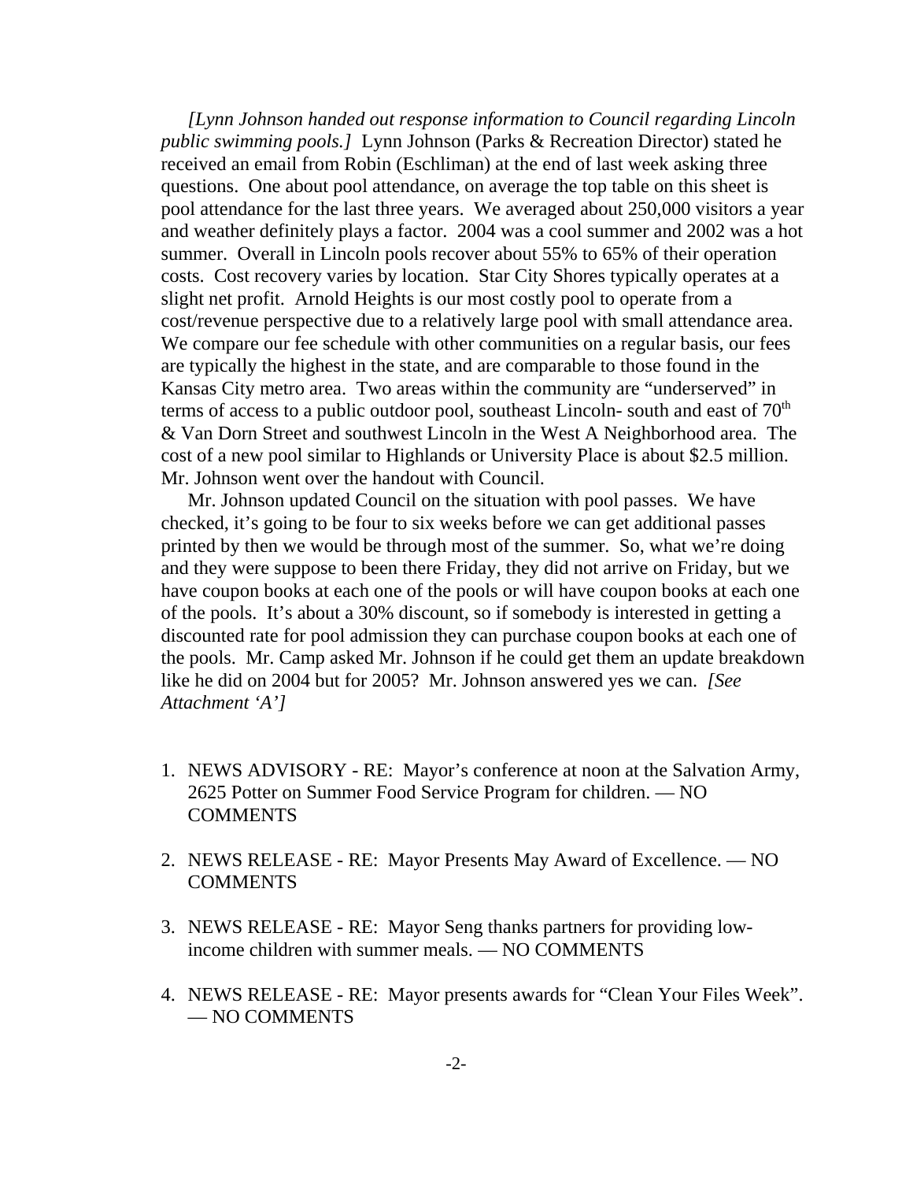*[Lynn Johnson handed out response information to Council regarding Lincoln public swimming pools.]* Lynn Johnson (Parks & Recreation Director) stated he received an email from Robin (Eschliman) at the end of last week asking three questions. One about pool attendance, on average the top table on this sheet is pool attendance for the last three years. We averaged about 250,000 visitors a year and weather definitely plays a factor. 2004 was a cool summer and 2002 was a hot summer. Overall in Lincoln pools recover about 55% to 65% of their operation costs. Cost recovery varies by location. Star City Shores typically operates at a slight net profit. Arnold Heights is our most costly pool to operate from a cost/revenue perspective due to a relatively large pool with small attendance area. We compare our fee schedule with other communities on a regular basis, our fees are typically the highest in the state, and are comparable to those found in the Kansas City metro area. Two areas within the community are "underserved" in terms of access to a public outdoor pool, southeast Lincoln- south and east of 70th & Van Dorn Street and southwest Lincoln in the West A Neighborhood area. The cost of a new pool similar to Highlands or University Place is about $2.5 million. Mr. Johnson went over the handout with Council.

Mr. Johnson updated Council on the situation with pool passes. We have checked, it's going to be four to six weeks before we can get additional passes printed by then we would be through most of the summer. So, what we're doing and they were suppose to been there Friday, they did not arrive on Friday, but we have coupon books at each one of the pools or will have coupon books at each one of the pools. It's about a 30% discount, so if somebody is interested in getting a discounted rate for pool admission they can purchase coupon books at each one of the pools. Mr. Camp asked Mr. Johnson if he could get them an update breakdown like he did on 2004 but for 2005? Mr. Johnson answered yes we can. *[See Attachment 'A']*

1. NEWS ADVISORY - RE: Mayor's conference at noon at the Salvation Army, 2625 Potter on Summer Food Service Program for children. — NO COMMENTS

2. NEWS RELEASE - RE: Mayor Presents May Award of Excellence. — NO COMMENTS

3. NEWS RELEASE - RE: Mayor Seng thanks partners for providing low-income children with summer meals. — NO COMMENTS

4. NEWS RELEASE - RE: Mayor presents awards for "Clean Your Files Week". — NO COMMENTS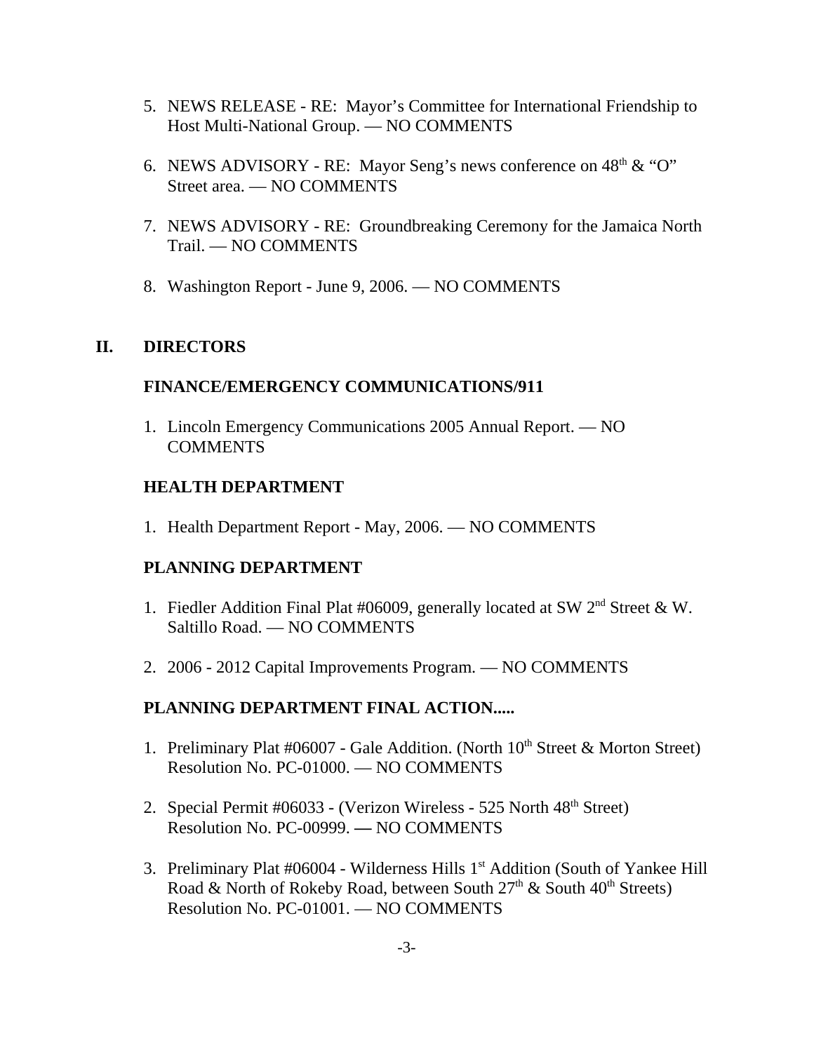5. NEWS RELEASE - RE: Mayor's Committee for International Friendship to Host Multi-National Group. — NO COMMENTS

6. NEWS ADVISORY - RE: Mayor Seng's news conference on 48th & "O" Street area. — NO COMMENTS

7. NEWS ADVISORY - RE: Groundbreaking Ceremony for the Jamaica North Trail. — NO COMMENTS

8. Washington Report - June 9, 2006. — NO COMMENTS

## II. DIRECTORS

### FINANCE/EMERGENCY COMMUNICATIONS/911

1. Lincoln Emergency Communications 2005 Annual Report. — NO COMMENTS

### HEALTH DEPARTMENT

1. Health Department Report - May, 2006. — NO COMMENTS

### PLANNING DEPARTMENT

1. Fiedler Addition Final Plat #06009, generally located at SW 2nd Street & W. Saltillo Road. — NO COMMENTS

2. 2006 - 2012 Capital Improvements Program. — NO COMMENTS

### PLANNING DEPARTMENT FINAL ACTION.....

1. Preliminary Plat #06007 - Gale Addition. (North 10th Street & Morton Street) Resolution No. PC-01000. — NO COMMENTS

2. Special Permit #06033 - (Verizon Wireless - 525 North 48th Street) Resolution No. PC-00999. — NO COMMENTS

3. Preliminary Plat #06004 - Wilderness Hills 1st Addition (South of Yankee Hill Road & North of Rokeby Road, between South 27th & South 40th Streets) Resolution No. PC-01001. — NO COMMENTS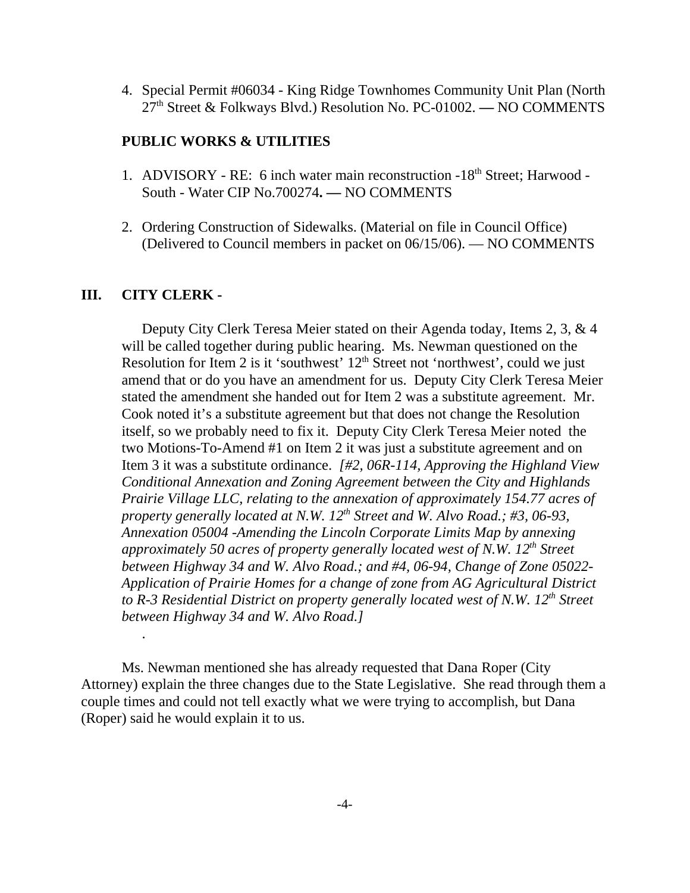4. Special Permit #06034 - King Ridge Townhomes Community Unit Plan (North 27th Street & Folkways Blvd.) Resolution No. PC-01002. — NO COMMENTS

**PUBLIC WORKS & UTILITIES**

1. ADVISORY - RE: 6 inch water main reconstruction -18th Street; Harwood - South - Water CIP No.700274**. —** NO COMMENTS

2. Ordering Construction of Sidewalks. (Material on file in Council Office) (Delivered to Council members in packet on 06/15/06). — NO COMMENTS

## III. CITY CLERK -

Deputy City Clerk Teresa Meier stated on their Agenda today, Items 2, 3, & 4 will be called together during public hearing. Ms. Newman questioned on the Resolution for Item 2 is it 'southwest' 12th Street not 'northwest', could we just amend that or do you have an amendment for us. Deputy City Clerk Teresa Meier stated the amendment she handed out for Item 2 was a substitute agreement. Mr. Cook noted it's a substitute agreement but that does not change the Resolution itself, so we probably need to fix it. Deputy City Clerk Teresa Meier noted the two Motions-To-Amend #1 on Item 2 it was just a substitute agreement and on Item 3 it was a substitute ordinance. *[#2, 06R-114, Approving the Highland View Conditional Annexation and Zoning Agreement between the City and Highlands Prairie Village LLC, relating to the annexation of approximately 154.77 acres of property generally located at N.W. 12th Street and W. Alvo Road.; #3, 06-93, Annexation 05004 -Amending the Lincoln Corporate Limits Map by annexing approximately 50 acres of property generally located west of N.W. 12th Street between Highway 34 and W. Alvo Road.; and #4, 06-94, Change of Zone 05022-Application of Prairie Homes for a change of zone from AG Agricultural District to R-3 Residential District on property generally located west of N.W. 12th Street between Highway 34 and W. Alvo Road.]*

.

Ms. Newman mentioned she has already requested that Dana Roper (City Attorney) explain the three changes due to the State Legislative. She read through them a couple times and could not tell exactly what we were trying to accomplish, but Dana (Roper) said he would explain it to us.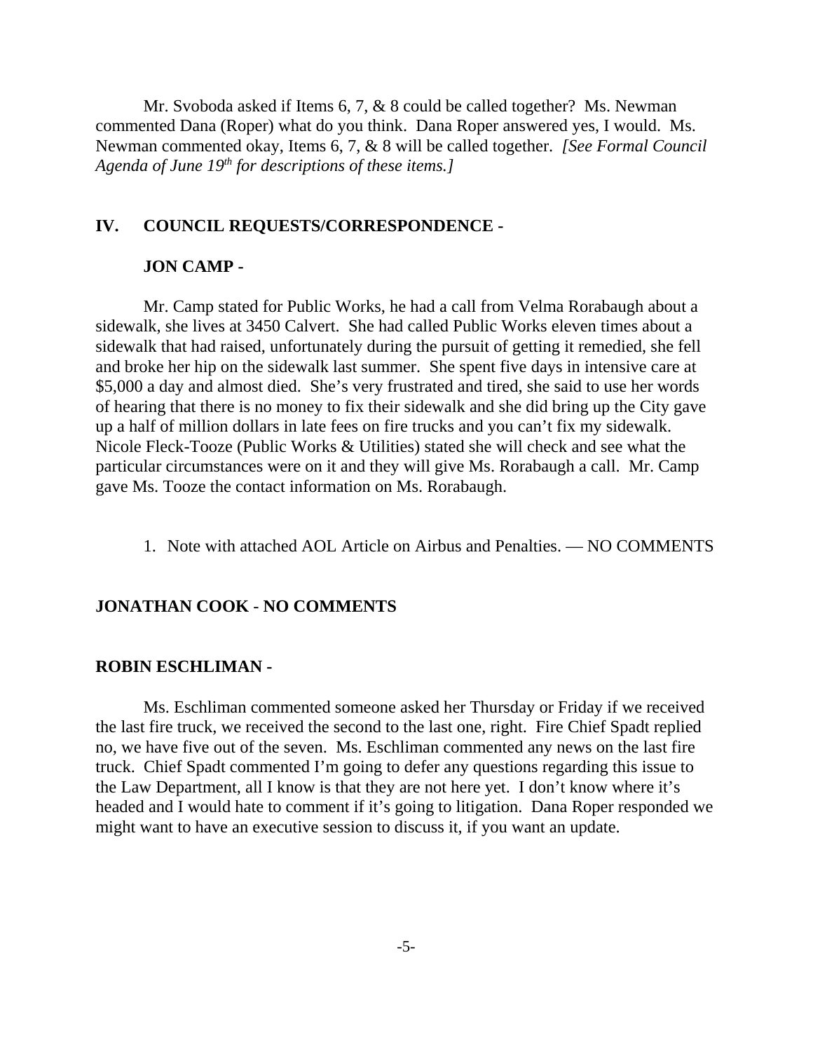Mr. Svoboda asked if Items 6, 7, & 8 could be called together? Ms. Newman commented Dana (Roper) what do you think. Dana Roper answered yes, I would. Ms. Newman commented okay, Items 6, 7, & 8 will be called together. *[See Formal Council Agenda of June 19th for descriptions of these items.]*

## IV. COUNCIL REQUESTS/CORRESPONDENCE -

### JON CAMP -

Mr. Camp stated for Public Works, he had a call from Velma Rorabaugh about a sidewalk, she lives at 3450 Calvert. She had called Public Works eleven times about a sidewalk that had raised, unfortunately during the pursuit of getting it remedied, she fell and broke her hip on the sidewalk last summer. She spent five days in intensive care at $5,000 a day and almost died. She's very frustrated and tired, she said to use her words of hearing that there is no money to fix their sidewalk and she did bring up the City gave up a half of million dollars in late fees on fire trucks and you can't fix my sidewalk. Nicole Fleck-Tooze (Public Works & Utilities) stated she will check and see what the particular circumstances were on it and they will give Ms. Rorabaugh a call. Mr. Camp gave Ms. Tooze the contact information on Ms. Rorabaugh.

1. Note with attached AOL Article on Airbus and Penalties. — NO COMMENTS

### JONATHAN COOK - NO COMMENTS

### ROBIN ESCHLIMAN -

Ms. Eschliman commented someone asked her Thursday or Friday if we received the last fire truck, we received the second to the last one, right. Fire Chief Spadt replied no, we have five out of the seven. Ms. Eschliman commented any news on the last fire truck. Chief Spadt commented I'm going to defer any questions regarding this issue to the Law Department, all I know is that they are not here yet. I don't know where it's headed and I would hate to comment if it's going to litigation. Dana Roper responded we might want to have an executive session to discuss it, if you want an update.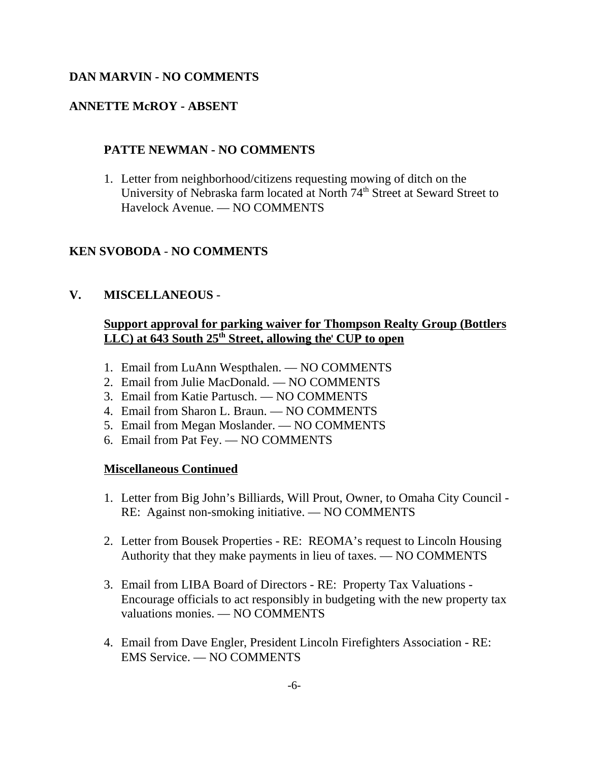**DAN MARVIN - NO COMMENTS**

**ANNETTE McROY - ABSENT**

**PATTE NEWMAN - NO COMMENTS**

1. Letter from neighborhood/citizens requesting mowing of ditch on the University of Nebraska farm located at North 74th Street at Seward Street to Havelock Avenue. — NO COMMENTS

**KEN SVOBODA - NO COMMENTS**

## V. MISCELLANEOUS -

**Support approval for parking waiver for Thompson Realty Group (Bottlers LLC) at 643 South 25th Street, allowing the' CUP to open**

1. Email from LuAnn Wespthalen. — NO COMMENTS
2. Email from Julie MacDonald. — NO COMMENTS
3. Email from Katie Partusch. — NO COMMENTS
4. Email from Sharon L. Braun. — NO COMMENTS
5. Email from Megan Moslander. — NO COMMENTS
6. Email from Pat Fey. — NO COMMENTS

**Miscellaneous Continued**

1. Letter from Big John's Billiards, Will Prout, Owner, to Omaha City Council - RE: Against non-smoking initiative. — NO COMMENTS

2. Letter from Bousek Properties - RE: REOMA's request to Lincoln Housing Authority that they make payments in lieu of taxes. — NO COMMENTS

3. Email from LIBA Board of Directors - RE: Property Tax Valuations - Encourage officials to act responsibly in budgeting with the new property tax valuations monies. — NO COMMENTS

4. Email from Dave Engler, President Lincoln Firefighters Association - RE: EMS Service. — NO COMMENTS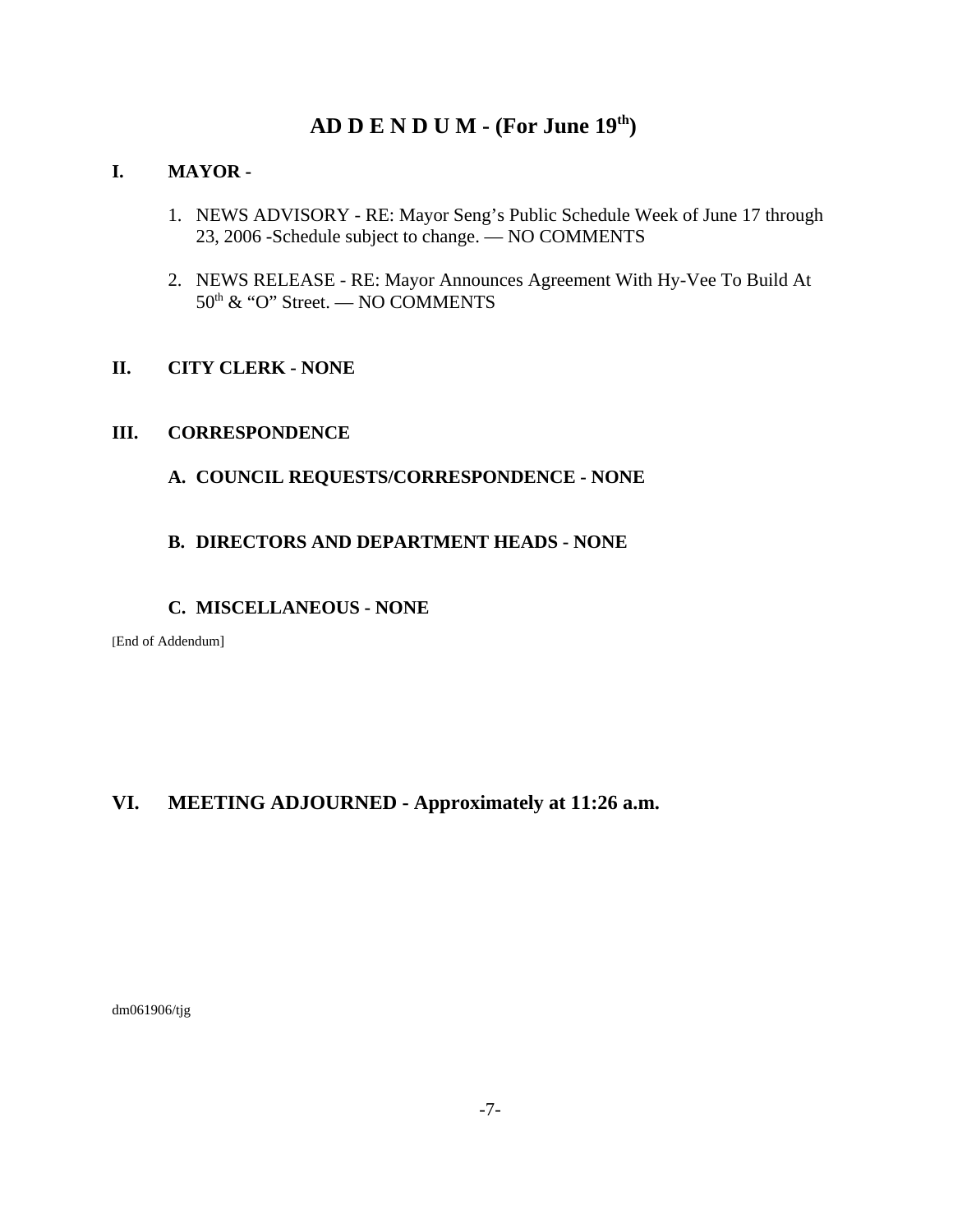# AD D E N D U M - (For June 19th)

## I. MAYOR -

1. NEWS ADVISORY - RE: Mayor Seng's Public Schedule Week of June 17 through 23, 2006 -Schedule subject to change. — NO COMMENTS

2. NEWS RELEASE - RE: Mayor Announces Agreement With Hy-Vee To Build At 50th & "O" Street. — NO COMMENTS

## II. CITY CLERK - NONE

## III. CORRESPONDENCE

### A. COUNCIL REQUESTS/CORRESPONDENCE - NONE

### B. DIRECTORS AND DEPARTMENT HEADS - NONE

### C. MISCELLANEOUS - NONE

[End of Addendum]

## VI. MEETING ADJOURNED - Approximately at 11:26 a.m.

dm061906/tjg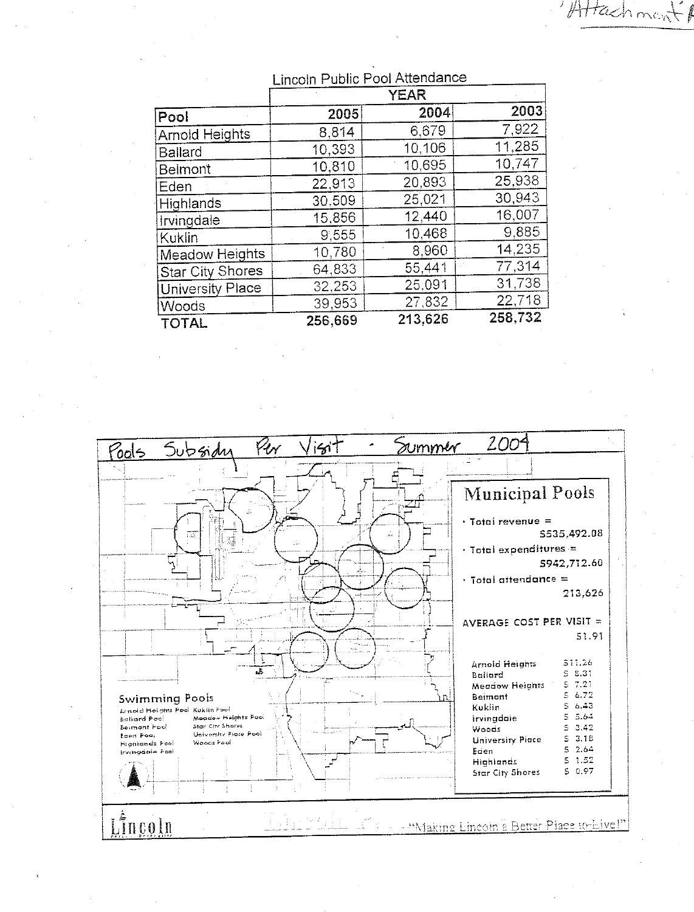'Attachment' F

## Lincoln Public Pool Attendance

| | YEAR | | |
|---|---|---|---|
| **Pool** | **2005** | **2004** | **2003** |
| Arnold Heights | 8,814 | 6,679 | 7,922 |
| Ballard | 10,393 | 10,106 | 11,285 |
| Belmont | 10,810 | 10,695 | 10,747 |
| Eden | 22,913 | 20,893 | 25,938 |
| Highlands | 30,509 | 25,021 | 30,943 |
| Irvingdale | 15,856 | 12,440 | 16,007 |
| Kuklin | 9,555 | 10,468 | 9,885 |
| Meadow Heights | 10,780 | 8,960 | 14,235 |
| Star City Shores | 64,833 | 55,441 | 77,314 |
| University Place | 32,253 | 25,091 | 31,738 |
| Woods | 39,953 | 27,832 | 22,718 |
| **TOTAL** | **256,669** | **213,626** | **258,732** |

Pools Subsidy Per Visit - Summer 2004

Municipal Pools

- Total revenue = $535,492.08
- Total expenditures = $942,712.60
- Total attendance = 213,626

AVERAGE COST PER VISIT = $1.91

| | |
|---|---|
| Arnold Heights | $11.26 |
| Ballard | $ 8.31 |
| Meadow Heights | $ 7.21 |
| Belmont | $ 6.72 |
| Kuklin | $ 6.43 |
| Irvingdale | $ 5.64 |
| Woods | $ 3.42 |
| University Place | $ 3.18 |
| Eden | $ 2.64 |
| Highlands | $ 1.52 |
| Star City Shores | $ 0.97 |

Swimming Pools

Arnold Heights Pool
Ballard Pool
Belmont Pool
Eden Pool
Highlands Pool
Irvingdale Pool
Kuklin Pool
Meadow Heights Pool
Star City Shores
University Place Pool
Woods Pool

Lincoln

"Making Lincoln a Better Place to Live!"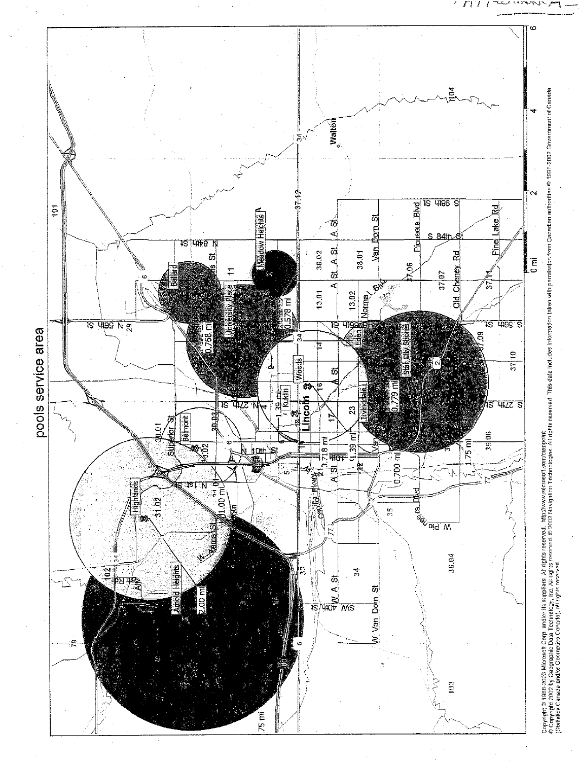# pools service area

Highlands

Arnold Heights

Belmont

Ballard

University Place

Meadow Heights

Woods

Kuklin

Lincoln

Irvingdale

Eden

Star City Shores

Walton

2.00 mi

1.00 mi

0.768 mi

0.578 mi

1.39 mi

0.718 mi

1.39 mi

0.779 mi

0.700 mi

1.75 mi

0 mi 2 4 6

Copyright © 1988-2003 Microsoft Corp. and/or its suppliers. All rights reserved. http://www.microsoft.com/mappoint
© Copyright 2002 by Geographic Data Technology, Inc. All rights reserved. © 2002 Navigation Technologies. All rights reserved. This data includes information taken with permission from Canadian authorities © 1991-2002 Government of Canada (Statistics Canada and/or Geomatics Canada), all rights reserved.